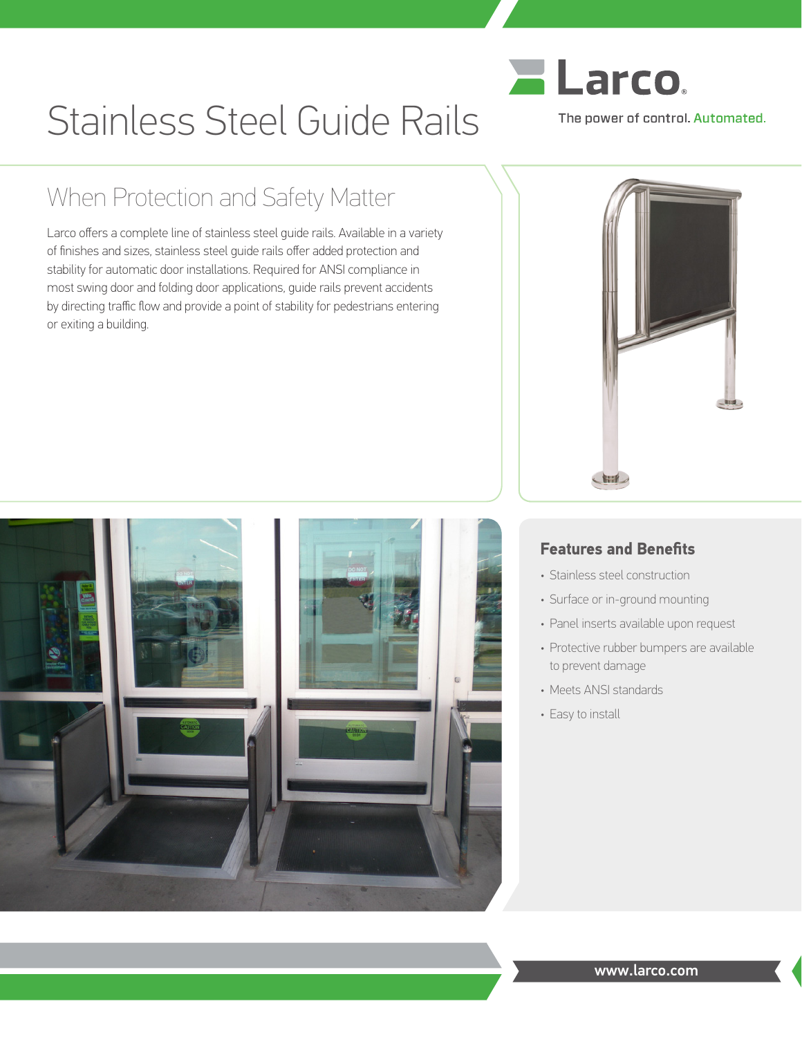# Stainless Steel Guide Rails

Larco

The power of control. Automated.

## When Protection and Safety Matter

Larco offers a complete line of stainless steel guide rails. Available in a variety of finishes and sizes, stainless steel guide rails offer added protection and stability for automatic door installations. Required for ANSI compliance in most swing door and folding door applications, guide rails prevent accidents by directing traffic flow and provide a point of stability for pedestrians entering or exiting a building.

### Features and Benefits

- Stainless steel construction
- Surface or in-ground mounting
- Panel inserts available upon request
- Protective rubber bumpers are available to prevent damage
- Meets ANSI standards
- Easy to install

www.larco.com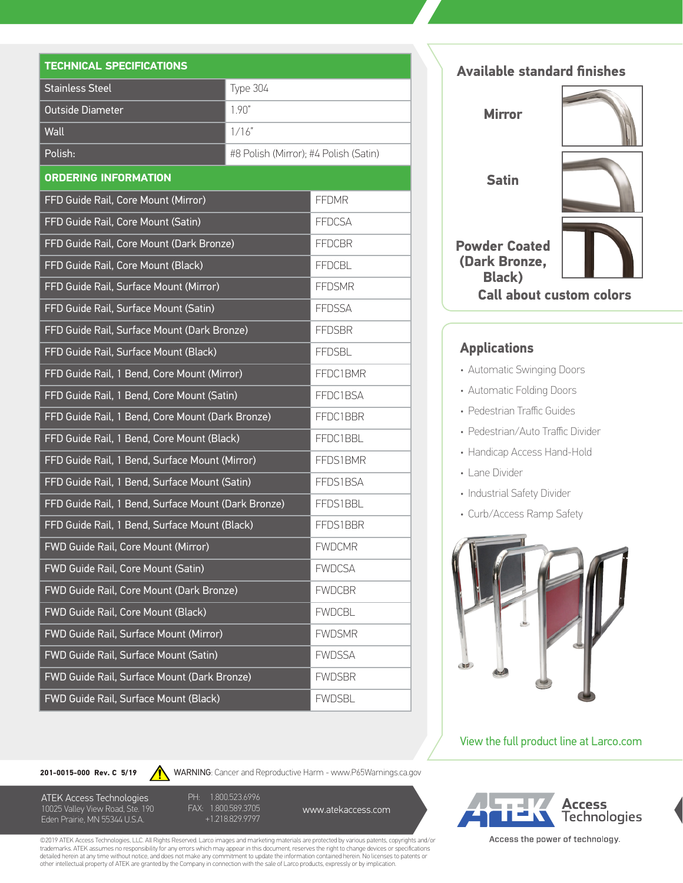| TECHNICAL SPECIFICATIONS | |
|---|---|
| Stainless Steel | Type 304 |
| Outside Diameter | 1.90" |
| Wall | 1/16" |
| Polish: | #8 Polish (Mirror); #4 Polish (Satin) |

| ORDERING INFORMATION | |
|---|---|
| FFD Guide Rail, Core Mount (Mirror) | FFDMR |
| FFD Guide Rail, Core Mount (Satin) | FFDCSA |
| FFD Guide Rail, Core Mount (Dark Bronze) | FFDCBR |
| FFD Guide Rail, Core Mount (Black) | FFDCBL |
| FFD Guide Rail, Surface Mount (Mirror) | FFDSMR |
| FFD Guide Rail, Surface Mount (Satin) | FFDSSA |
| FFD Guide Rail, Surface Mount (Dark Bronze) | FFDSBR |
| FFD Guide Rail, Surface Mount (Black) | FFDSBL |
| FFD Guide Rail, 1 Bend, Core Mount (Mirror) | FFDC1BMR |
| FFD Guide Rail, 1 Bend, Core Mount (Satin) | FFDC1BSA |
| FFD Guide Rail, 1 Bend, Core Mount (Dark Bronze) | FFDC1BBR |
| FFD Guide Rail, 1 Bend, Core Mount (Black) | FFDC1BBL |
| FFD Guide Rail, 1 Bend, Surface Mount (Mirror) | FFDS1BMR |
| FFD Guide Rail, 1 Bend, Surface Mount (Satin) | FFDS1BSA |
| FFD Guide Rail, 1 Bend, Surface Mount (Dark Bronze) | FFDS1BBL |
| FFD Guide Rail, 1 Bend, Surface Mount (Black) | FFDS1BBR |
| FWD Guide Rail, Core Mount (Mirror) | FWDCMR |
| FWD Guide Rail, Core Mount (Satin) | FWDCSA |
| FWD Guide Rail, Core Mount (Dark Bronze) | FWDCBR |
| FWD Guide Rail, Core Mount (Black) | FWDCBL |
| FWD Guide Rail, Surface Mount (Mirror) | FWDSMR |
| FWD Guide Rail, Surface Mount (Satin) | FWDSSA |
| FWD Guide Rail, Surface Mount (Dark Bronze) | FWDSBR |
| FWD Guide Rail, Surface Mount (Black) | FWDSBL |

## Available standard finishes

**Mirror**

**Satin**

**Powder Coated (Dark Bronze, Black)**

**Call about custom colors**

## Applications

- Automatic Swinging Doors
- Automatic Folding Doors
- Pedestrian Traffic Guides
- Pedestrian/Auto Traffic Divider
- Handicap Access Hand-Hold
- Lane Divider
- Industrial Safety Divider
- Curb/Access Ramp Safety

View the full product line at Larco.com

**201-0015-000 Rev. C 5/19** WARNING: Cancer and Reproductive Harm - www.P65Warnings.ca.gov

ATEK Access Technologies
10025 Valley View Road, Ste. 190
Eden Prairie, MN 55344 U.S.A.

PH: 1.800.523.6996
FAX: 1.800.589.3705
+1.218.829.9797

www.atekaccess.com

ATEK Access Technologies
Access the power of technology.

©2019 ATEK Access Technologies, LLC. All Rights Reserved. Larco images and marketing materials are protected by various patents, copyrights and/or trademarks. ATEK assumes no responsibility for any errors which may appear in this document, reserves the right to change devices or specifications detailed herein at any time without notice, and does not make any commitment to update the information contained herein. No licenses to patents or other intellectual property of ATEK are granted by the Company in connection with the sale of Larco products, expressly or by implication.